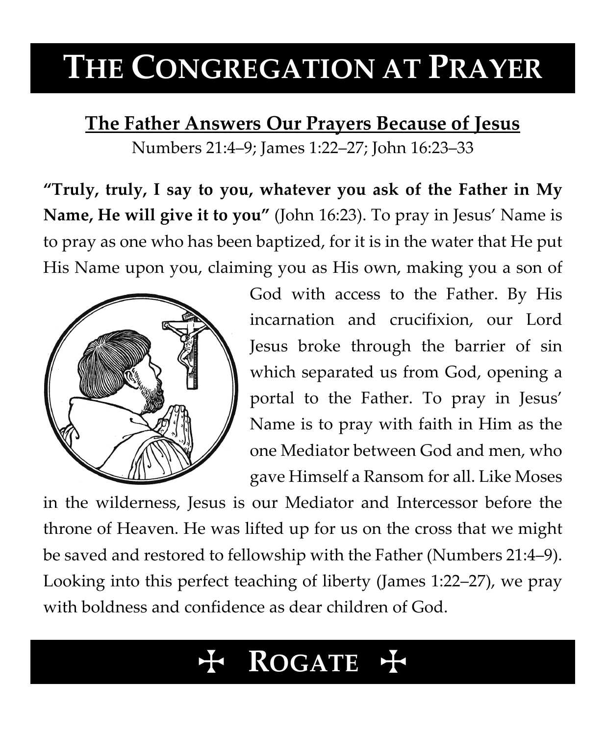# The Congregation at Prayer

## The Father Answers Our Prayers Because of Jesus

Numbers 21:4–9; James 1:22–27; John 16:23–33

**"Truly, truly, I say to you, whatever you ask of the Father in My Name, He will give it to you"** (John 16:23). To pray in Jesus' Name is to pray as one who has been baptized, for it is in the water that He put His Name upon you, claiming you as His own, making you a son of God with access to the Father. By His incarnation and crucifixion, our Lord Jesus broke through the barrier of sin which separated us from God, opening a portal to the Father. To pray in Jesus' Name is to pray with faith in Him as the one Mediator between God and men, who gave Himself a Ransom for all. Like Moses in the wilderness, Jesus is our Mediator and Intercessor before the throne of Heaven. He was lifted up for us on the cross that we might be saved and restored to fellowship with the Father (Numbers 21:4–9). Looking into this perfect teaching of liberty (James 1:22–27), we pray with boldness and confidence as dear children of God.

## ✠ Rogate ✠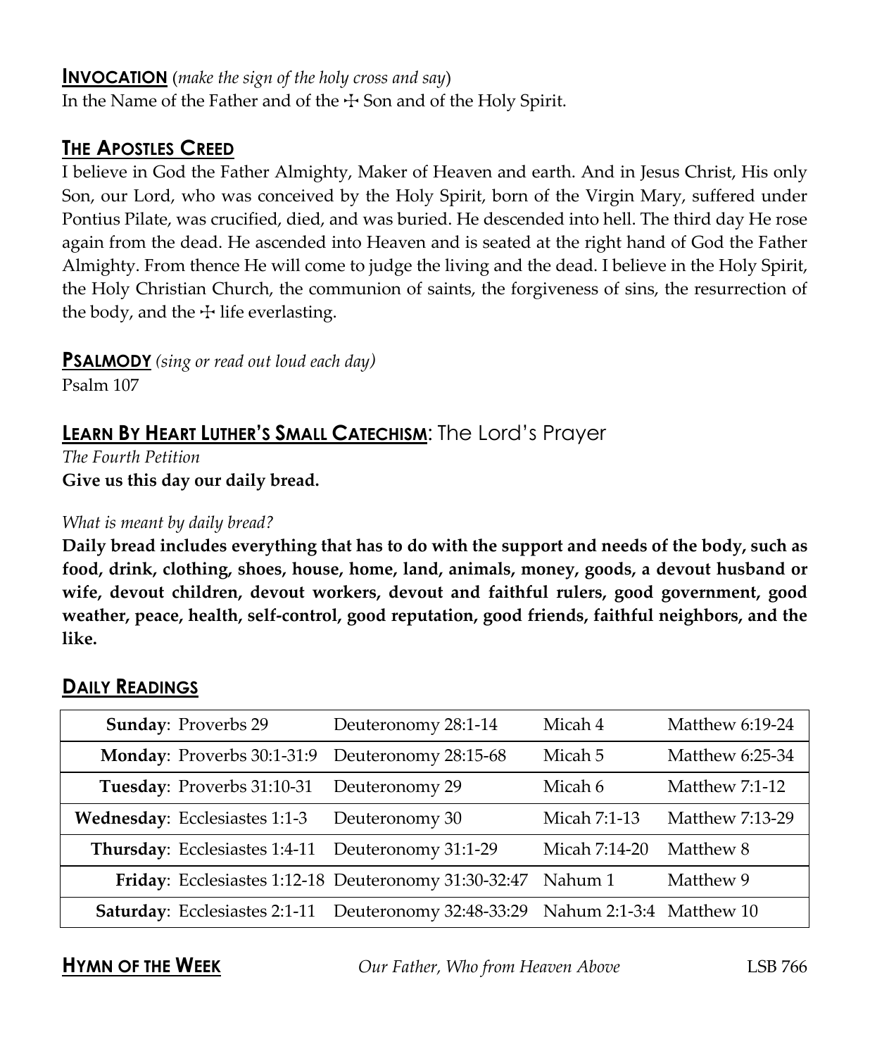**INVOCATION** (*make the sign of the holy cross and say*)
In the Name of the Father and of the ☩ Son and of the Holy Spirit.

## THE APOSTLES CREED

I believe in God the Father Almighty, Maker of Heaven and earth. And in Jesus Christ, His only Son, our Lord, who was conceived by the Holy Spirit, born of the Virgin Mary, suffered under Pontius Pilate, was crucified, died, and was buried. He descended into hell. The third day He rose again from the dead. He ascended into Heaven and is seated at the right hand of God the Father Almighty. From thence He will come to judge the living and the dead. I believe in the Holy Spirit, the Holy Christian Church, the communion of saints, the forgiveness of sins, the resurrection of the body, and the ☩ life everlasting.

**PSALMODY** *(sing or read out loud each day)*
Psalm 107

## LEARN BY HEART LUTHER'S SMALL CATECHISM: The Lord's Prayer

*The Fourth Petition*
**Give us this day our daily bread.**

*What is meant by daily bread?*
**Daily bread includes everything that has to do with the support and needs of the body, such as food, drink, clothing, shoes, house, home, land, animals, money, goods, a devout husband or wife, devout children, devout workers, devout and faithful rulers, good government, good weather, peace, health, self-control, good reputation, good friends, faithful neighbors, and the like.**

## DAILY READINGS

| | | | |
|---|---|---|---|
| **Sunday**: Proverbs 29 | Deuteronomy 28:1-14 | Micah 4 | Matthew 6:19-24 |
| **Monday**: Proverbs 30:1-31:9 | Deuteronomy 28:15-68 | Micah 5 | Matthew 6:25-34 |
| **Tuesday**: Proverbs 31:10-31 | Deuteronomy 29 | Micah 6 | Matthew 7:1-12 |
| **Wednesday**: Ecclesiastes 1:1-3 | Deuteronomy 30 | Micah 7:1-13 | Matthew 7:13-29 |
| **Thursday**: Ecclesiastes 1:4-11 | Deuteronomy 31:1-29 | Micah 7:14-20 | Matthew 8 |
| **Friday**: Ecclesiastes 1:12-18 | Deuteronomy 31:30-32:47 | Nahum 1 | Matthew 9 |
| **Saturday**: Ecclesiastes 2:1-11 | Deuteronomy 32:48-33:29 | Nahum 2:1-3:4 | Matthew 10 |

**HYMN OF THE WEEK** *Our Father, Who from Heaven Above* LSB 766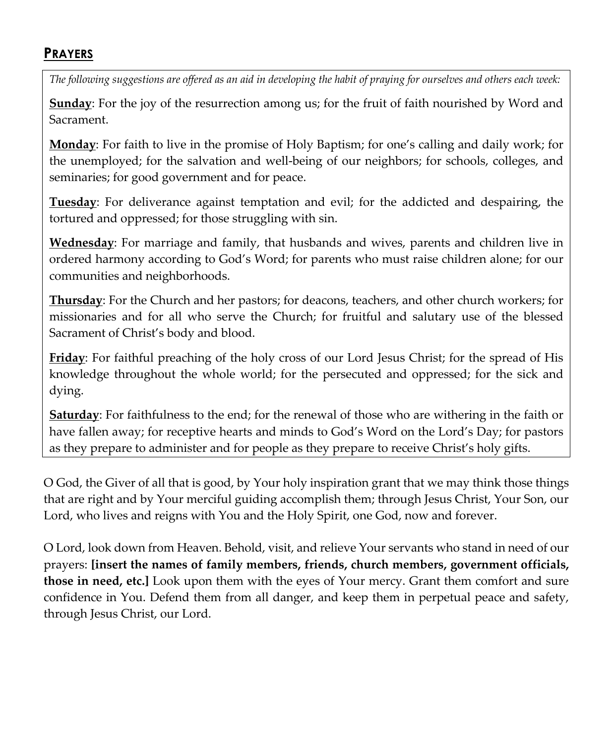## PRAYERS

*The following suggestions are offered as an aid in developing the habit of praying for ourselves and others each week:*

**Sunday**: For the joy of the resurrection among us; for the fruit of faith nourished by Word and Sacrament.

**Monday**: For faith to live in the promise of Holy Baptism; for one's calling and daily work; for the unemployed; for the salvation and well-being of our neighbors; for schools, colleges, and seminaries; for good government and for peace.

**Tuesday**: For deliverance against temptation and evil; for the addicted and despairing, the tortured and oppressed; for those struggling with sin.

**Wednesday**: For marriage and family, that husbands and wives, parents and children live in ordered harmony according to God's Word; for parents who must raise children alone; for our communities and neighborhoods.

**Thursday**: For the Church and her pastors; for deacons, teachers, and other church workers; for missionaries and for all who serve the Church; for fruitful and salutary use of the blessed Sacrament of Christ's body and blood.

**Friday**: For faithful preaching of the holy cross of our Lord Jesus Christ; for the spread of His knowledge throughout the whole world; for the persecuted and oppressed; for the sick and dying.

**Saturday**: For faithfulness to the end; for the renewal of those who are withering in the faith or have fallen away; for receptive hearts and minds to God's Word on the Lord's Day; for pastors as they prepare to administer and for people as they prepare to receive Christ's holy gifts.

O God, the Giver of all that is good, by Your holy inspiration grant that we may think those things that are right and by Your merciful guiding accomplish them; through Jesus Christ, Your Son, our Lord, who lives and reigns with You and the Holy Spirit, one God, now and forever.

O Lord, look down from Heaven. Behold, visit, and relieve Your servants who stand in need of our prayers: **[insert the names of family members, friends, church members, government officials, those in need, etc.]** Look upon them with the eyes of Your mercy. Grant them comfort and sure confidence in You. Defend them from all danger, and keep them in perpetual peace and safety, through Jesus Christ, our Lord.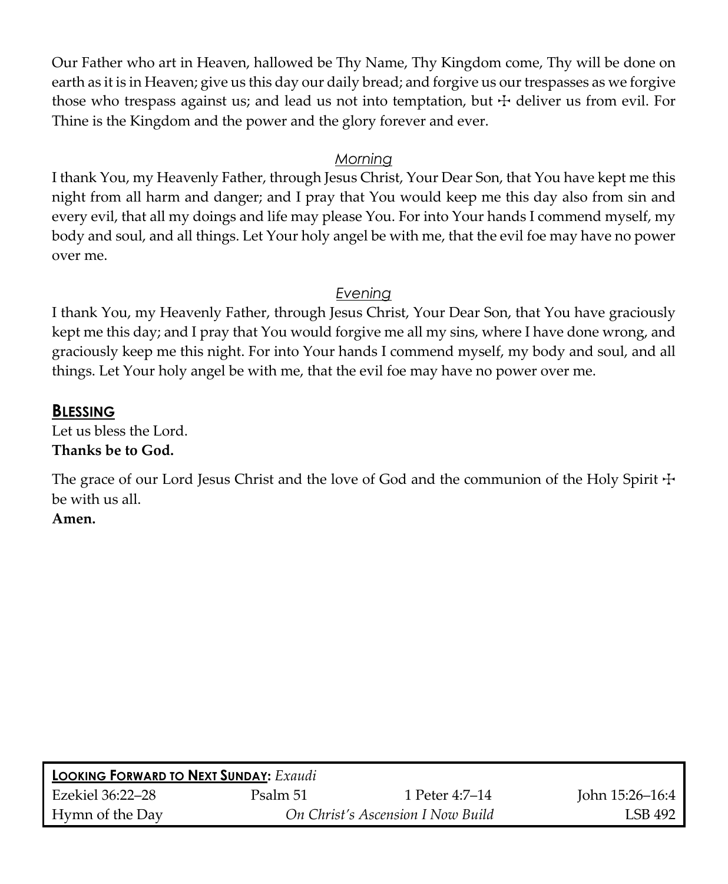Our Father who art in Heaven, hallowed be Thy Name, Thy Kingdom come, Thy will be done on earth as it is in Heaven; give us this day our daily bread; and forgive us our trespasses as we forgive those who trespass against us; and lead us not into temptation, but ☩ deliver us from evil. For Thine is the Kingdom and the power and the glory forever and ever.

*Morning*

I thank You, my Heavenly Father, through Jesus Christ, Your Dear Son, that You have kept me this night from all harm and danger; and I pray that You would keep me this day also from sin and every evil, that all my doings and life may please You. For into Your hands I commend myself, my body and soul, and all things. Let Your holy angel be with me, that the evil foe may have no power over me.

*Evening*

I thank You, my Heavenly Father, through Jesus Christ, Your Dear Son, that You have graciously kept me this day; and I pray that You would forgive me all my sins, where I have done wrong, and graciously keep me this night. For into Your hands I commend myself, my body and soul, and all things. Let Your holy angel be with me, that the evil foe may have no power over me.

## Blessing

Let us bless the Lord.
**Thanks be to God.**

The grace of our Lord Jesus Christ and the love of God and the communion of the Holy Spirit ☩ be with us all.
**Amen.**

| **Looking Forward to Next Sunday:** *Exaudi* | | | |
|---|---|---|---|
| Ezekiel 36:22–28 | Psalm 51 | 1 Peter 4:7–14 | John 15:26–16:4 |
| Hymn of the Day | *On Christ's Ascension I Now Build* | | LSB 492 |